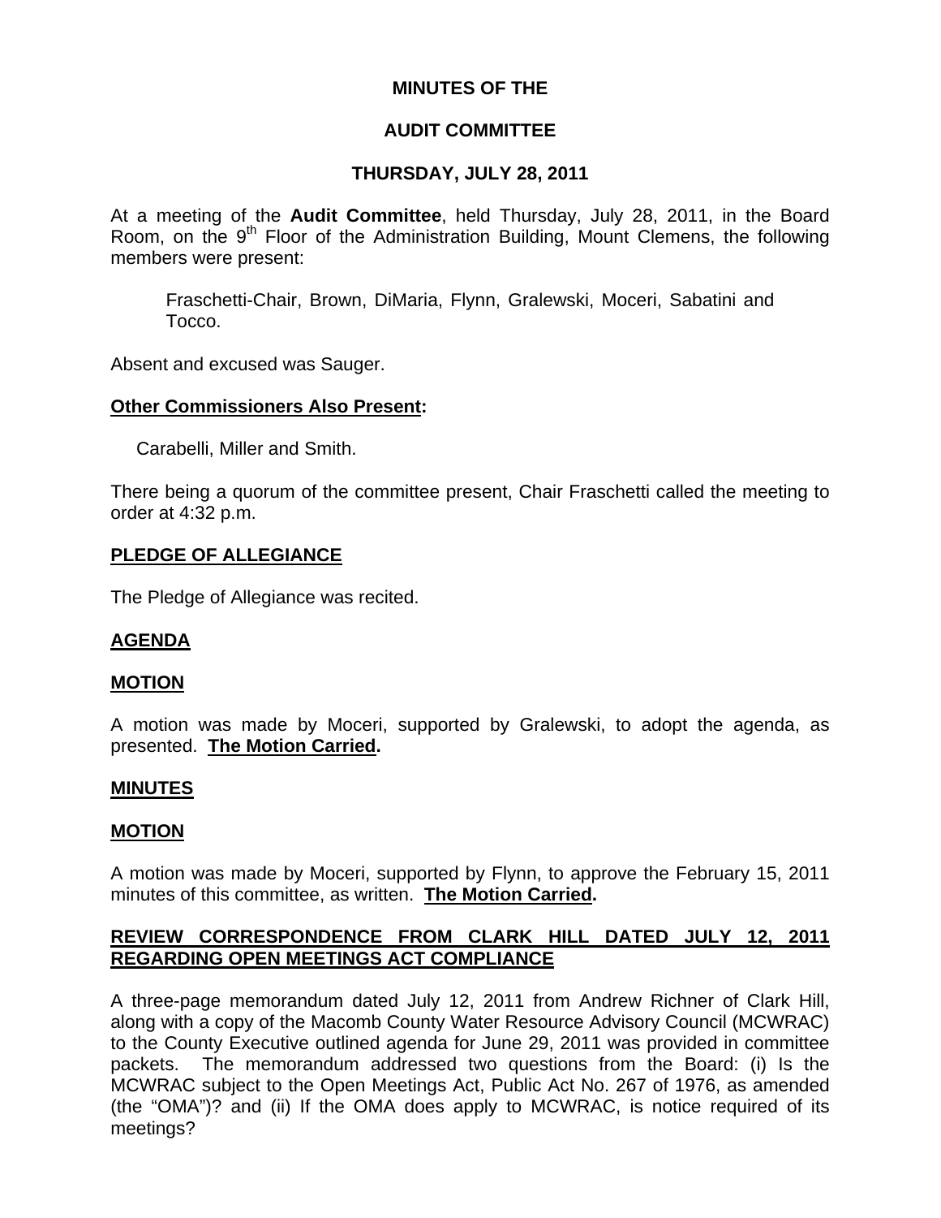**MINUTES OF THE**

**AUDIT COMMITTEE**

**THURSDAY, JULY 28, 2011**

At a meeting of the **Audit Committee**, held Thursday, July 28, 2011, in the Board Room, on the 9th Floor of the Administration Building, Mount Clemens, the following members were present:

> Fraschetti-Chair, Brown, DiMaria, Flynn, Gralewski, Moceri, Sabatini and Tocco.

Absent and excused was Sauger.

**Other Commissioners Also Present:**

Carabelli, Miller and Smith.

There being a quorum of the committee present, Chair Fraschetti called the meeting to order at 4:32 p.m.

**PLEDGE OF ALLEGIANCE**

The Pledge of Allegiance was recited.

**AGENDA**

**MOTION**

A motion was made by Moceri, supported by Gralewski, to adopt the agenda, as presented. **The Motion Carried.**

**MINUTES**

**MOTION**

A motion was made by Moceri, supported by Flynn, to approve the February 15, 2011 minutes of this committee, as written. **The Motion Carried.**

**REVIEW CORRESPONDENCE FROM CLARK HILL DATED JULY 12, 2011 REGARDING OPEN MEETINGS ACT COMPLIANCE**

A three-page memorandum dated July 12, 2011 from Andrew Richner of Clark Hill, along with a copy of the Macomb County Water Resource Advisory Council (MCWRAC) to the County Executive outlined agenda for June 29, 2011 was provided in committee packets. The memorandum addressed two questions from the Board: (i) Is the MCWRAC subject to the Open Meetings Act, Public Act No. 267 of 1976, as amended (the "OMA")? and (ii) If the OMA does apply to MCWRAC, is notice required of its meetings?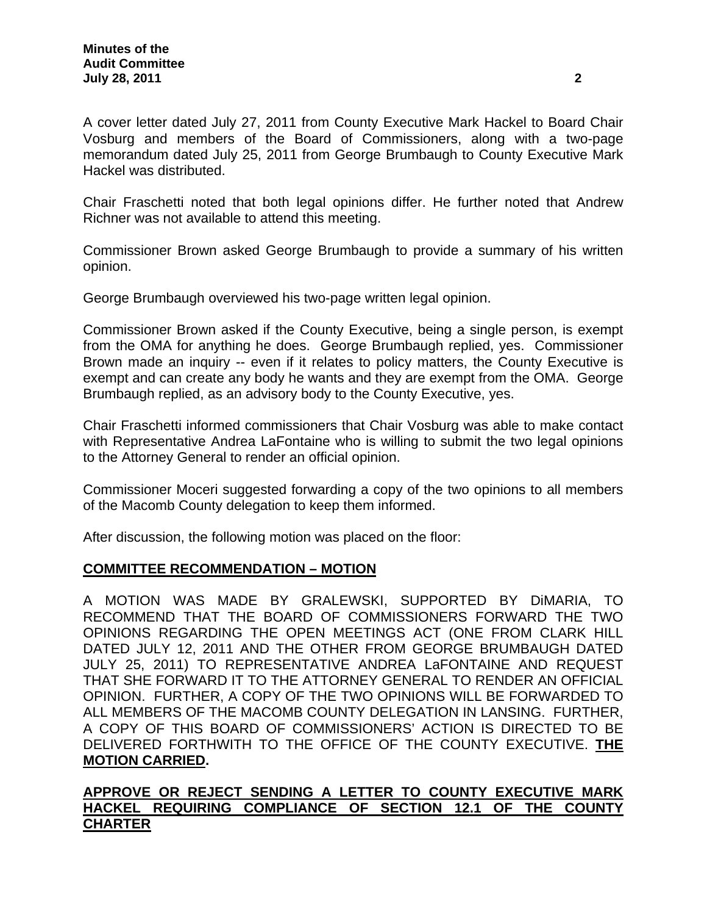A cover letter dated July 27, 2011 from County Executive Mark Hackel to Board Chair Vosburg and members of the Board of Commissioners, along with a two-page memorandum dated July 25, 2011 from George Brumbaugh to County Executive Mark Hackel was distributed.

Chair Fraschetti noted that both legal opinions differ. He further noted that Andrew Richner was not available to attend this meeting.

Commissioner Brown asked George Brumbaugh to provide a summary of his written opinion.

George Brumbaugh overviewed his two-page written legal opinion.

Commissioner Brown asked if the County Executive, being a single person, is exempt from the OMA for anything he does. George Brumbaugh replied, yes. Commissioner Brown made an inquiry -- even if it relates to policy matters, the County Executive is exempt and can create any body he wants and they are exempt from the OMA. George Brumbaugh replied, as an advisory body to the County Executive, yes.

Chair Fraschetti informed commissioners that Chair Vosburg was able to make contact with Representative Andrea LaFontaine who is willing to submit the two legal opinions to the Attorney General to render an official opinion.

Commissioner Moceri suggested forwarding a copy of the two opinions to all members of the Macomb County delegation to keep them informed.

After discussion, the following motion was placed on the floor:

**COMMITTEE RECOMMENDATION – MOTION**

A MOTION WAS MADE BY GRALEWSKI, SUPPORTED BY DiMARIA, TO RECOMMEND THAT THE BOARD OF COMMISSIONERS FORWARD THE TWO OPINIONS REGARDING THE OPEN MEETINGS ACT (ONE FROM CLARK HILL DATED JULY 12, 2011 AND THE OTHER FROM GEORGE BRUMBAUGH DATED JULY 25, 2011) TO REPRESENTATIVE ANDREA LaFONTAINE AND REQUEST THAT SHE FORWARD IT TO THE ATTORNEY GENERAL TO RENDER AN OFFICIAL OPINION. FURTHER, A COPY OF THE TWO OPINIONS WILL BE FORWARDED TO ALL MEMBERS OF THE MACOMB COUNTY DELEGATION IN LANSING. FURTHER, A COPY OF THIS BOARD OF COMMISSIONERS' ACTION IS DIRECTED TO BE DELIVERED FORTHWITH TO THE OFFICE OF THE COUNTY EXECUTIVE. **THE MOTION CARRIED.**

**APPROVE OR REJECT SENDING A LETTER TO COUNTY EXECUTIVE MARK HACKEL REQUIRING COMPLIANCE OF SECTION 12.1 OF THE COUNTY CHARTER**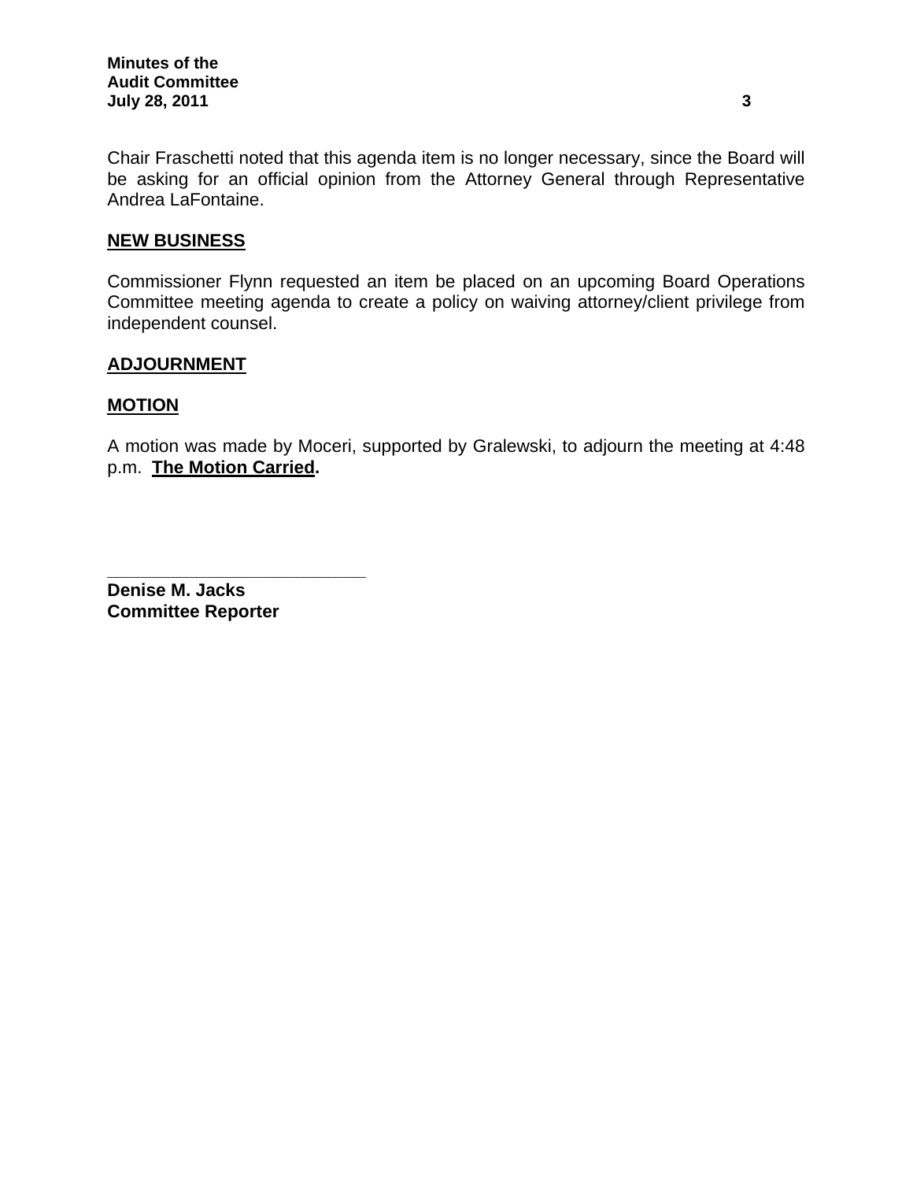Chair Fraschetti noted that this agenda item is no longer necessary, since the Board will be asking for an official opinion from the Attorney General through Representative Andrea LaFontaine.

**NEW BUSINESS**

Commissioner Flynn requested an item be placed on an upcoming Board Operations Committee meeting agenda to create a policy on waiving attorney/client privilege from independent counsel.

**ADJOURNMENT**

**MOTION**

A motion was made by Moceri, supported by Gralewski, to adjourn the meeting at 4:48 p.m. **The Motion Carried.**

\_\_\_\_\_\_\_\_\_\_\_\_\_\_\_\_\_\_\_\_\_\_\_\_\_\_\_\_

**Denise M. Jacks**
**Committee Reporter**